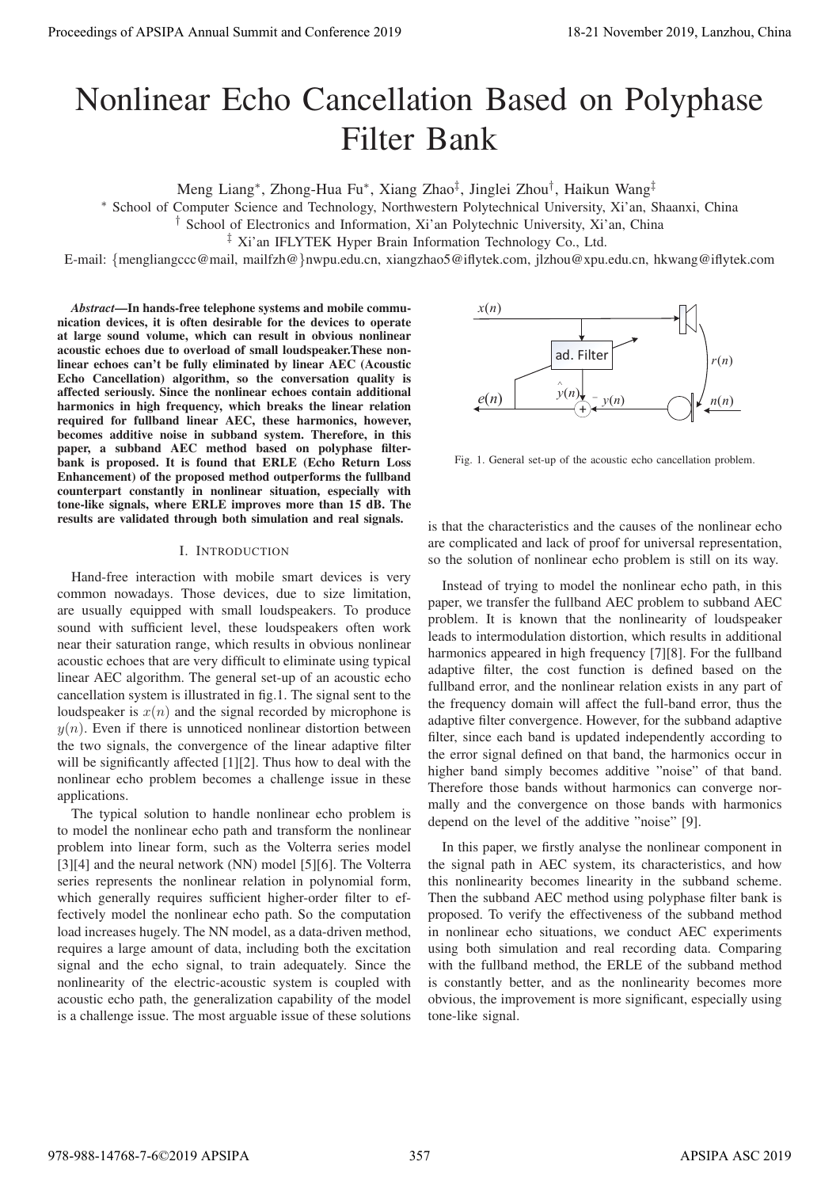# Nonlinear Echo Cancellation Based on Polyphase Filter Bank

Meng Liang*, Zhong-Hua Fu*, Xiang Zhao‡, Jinglei Zhou†, Haikun Wang‡

* School of Computer Science and Technology, Northwestern Polytechnical University, Xi'an, Shaanxi, China

† School of Electronics and Information, Xi'an Polytechnic University, Xi'an, China

‡ Xi'an IFLYTEK Hyper Brain Information Technology Co., Ltd.

E-mail: {mengliangccc@mail, mailfzh@}nwpu.edu.cn, xiangzhao5@iflytek.com, jlzhou@xpu.edu.cn, hkwang@iflytek.com

***Abstract*—In hands-free telephone systems and mobile communication devices, it is often desirable for the devices to operate at large sound volume, which can result in obvious nonlinear acoustic echoes due to overload of small loudspeaker.These nonlinear echoes can't be fully eliminated by linear AEC (Acoustic Echo Cancellation) algorithm, so the conversation quality is affected seriously. Since the nonlinear echoes contain additional harmonics in high frequency, which breaks the linear relation required for fullband linear AEC, these harmonics, however, becomes additive noise in subband system. Therefore, in this paper, a subband AEC method based on polyphase filterbank is proposed. It is found that ERLE (Echo Return Loss Enhancement) of the proposed method outperforms the fullband counterpart constantly in nonlinear situation, especially with tone-like signals, where ERLE improves more than 15 dB. The results are validated through both simulation and real signals.**

## I. Introduction

Hand-free interaction with mobile smart devices is very common nowadays. Those devices, due to size limitation, are usually equipped with small loudspeakers. To produce sound with sufficient level, these loudspeakers often work near their saturation range, which results in obvious nonlinear acoustic echoes that are very difficult to eliminate using typical linear AEC algorithm. The general set-up of an acoustic echo cancellation system is illustrated in fig.1. The signal sent to the loudspeaker is $x(n)$ and the signal recorded by microphone is $y(n)$. Even if there is unnoticed nonlinear distortion between the two signals, the convergence of the linear adaptive filter will be significantly affected [1][2]. Thus how to deal with the nonlinear echo problem becomes a challenge issue in these applications.

The typical solution to handle nonlinear echo problem is to model the nonlinear echo path and transform the nonlinear problem into linear form, such as the Volterra series model [3][4] and the neural network (NN) model [5][6]. The Volterra series represents the nonlinear relation in polynomial form, which generally requires sufficient higher-order filter to effectively model the nonlinear echo path. So the computation load increases hugely. The NN model, as a data-driven method, requires a large amount of data, including both the excitation signal and the echo signal, to train adequately. Since the nonlinearity of the electric-acoustic system is coupled with acoustic echo path, the generalization capability of the model is a challenge issue. The most arguable issue of these solutions is that the characteristics and the causes of the nonlinear echo are complicated and lack of proof for universal representation, so the solution of nonlinear echo problem is still on its way.

Fig. 1. General set-up of the acoustic echo cancellation problem.

Instead of trying to model the nonlinear echo path, in this paper, we transfer the fullband AEC problem to subband AEC problem. It is known that the nonlinearity of loudspeaker leads to intermodulation distortion, which results in additional harmonics appeared in high frequency [7][8]. For the fullband adaptive filter, the cost function is defined based on the fullband error, and the nonlinear relation exists in any part of the frequency domain will affect the full-band error, thus the adaptive filter convergence. However, for the subband adaptive filter, since each band is updated independently according to the error signal defined on that band, the harmonics occur in higher band simply becomes additive "noise" of that band. Therefore those bands without harmonics can converge normally and the convergence on those bands with harmonics depend on the level of the additive "noise" [9].

In this paper, we firstly analyse the nonlinear component in the signal path in AEC system, its characteristics, and how this nonlinearity becomes linearity in the subband scheme. Then the subband AEC method using polyphase filter bank is proposed. To verify the effectiveness of the subband method in nonlinear echo situations, we conduct AEC experiments using both simulation and real recording data. Comparing with the fullband method, the ERLE of the subband method is constantly better, and as the nonlinearity becomes more obvious, the improvement is more significant, especially using tone-like signal.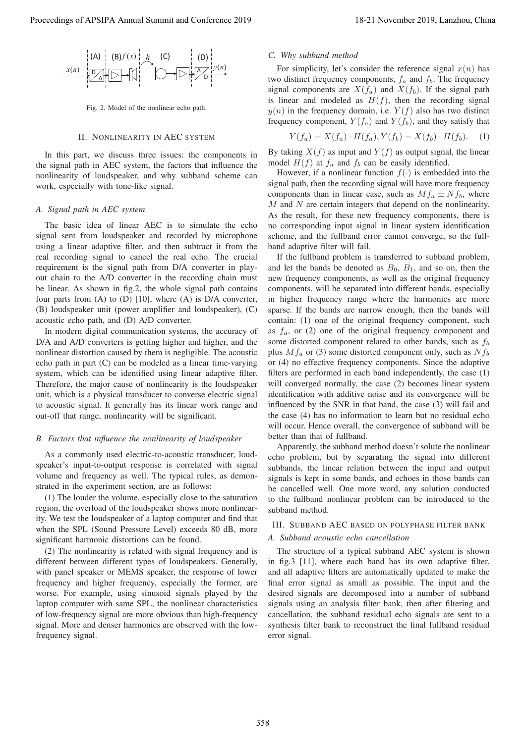Fig. 2. Model of the nonlinear echo path.

## II. Nonlinearity in AEC System

In this part, we discuss three issues: the components in the signal path in AEC system, the factors that influence the nonlinearity of loudspeaker, and why subband scheme can work, especially with tone-like signal.

### A. Signal path in AEC system

The basic idea of linear AEC is to simulate the echo signal sent from loudspeaker and recorded by microphone using a linear adaptive filter, and then subtract it from the real recording signal to cancel the real echo. The crucial requirement is the signal path from D/A converter in playout chain to the A/D converter in the recording chain must be linear. As shown in fig.2, the whole signal path contains four parts from (A) to (D) [10], where (A) is D/A converter, (B) loudspeaker unit (power amplifier and loudspeaker), (C) acoustic echo path, and (D) A/D converter.

In modern digital communication systems, the accuracy of D/A and A/D converters is getting higher and higher, and the nonlinear distortion caused by them is negligible. The acoustic echo path in part (C) can be modeled as a linear time-varying system, which can be identified using linear adaptive filter. Therefore, the major cause of nonlinearity is the loudspeaker unit, which is a physical transducer to converse electric signal to acoustic signal. It generally has its linear work range and out-off that range, nonlinearity will be significant.

### B. Factors that influence the nonlinearity of loudspeaker

As a commonly used electric-to-acoustic transducer, loudspeaker's input-to-output response is correlated with signal volume and frequency as well. The typical rules, as demonstrated in the experiment section, are as follows:

(1) The louder the volume, especially close to the saturation region, the overload of the loudspeaker shows more nonlinearity. We test the loudspeaker of a laptop computer and find that when the SPL (Sound Pressure Level) exceeds 80 dB, more significant harmonic distortions can be found.

(2) The nonlinearity is related with signal frequency and is different between different types of loudspeakers. Generally, with panel speaker or MEMS speaker, the response of lower frequency and higher frequency, especially the former, are worse. For example, using sinusoid signals played by the laptop computer with same SPL, the nonlinear characteristics of low-frequency signal are more obvious than high-frequency signal. More and denser harmonics are observed with the low-frequency signal.

### C. Why subband method

For simplicity, let's consider the reference signal $x(n)$ has two distinct frequency components, $f_a$ and $f_b$. The frequency signal components are $X(f_a)$ and $X(f_b)$. If the signal path is linear and modeled as $H(f)$, then the recording signal $y(n)$ in the frequency domain, i.e. $Y(f)$ also has two distinct frequency component, $Y(f_a)$ and $Y(f_b)$, and they satisfy that

$$Y(f_a) = X(f_a) \cdot H(f_a), Y(f_b) = X(f_b) \cdot H(f_b). \quad (1)$$

By taking $X(f)$ as input and $Y(f)$ as output signal, the linear model $H(f)$ at $f_a$ and $f_b$ can be easily identified.

However, if a nonlinear function $f(\cdot)$ is embedded into the signal path, then the recording signal will have more frequency components than in linear case, such as $Mf_a \pm Nf_b$, where $M$ and $N$ are certain integers that depend on the nonlinearity. As the result, for these new frequency components, there is no corresponding input signal in linear system identification scheme, and the fullband error cannot converge, so the fullband adaptive filter will fail.

If the fullband problem is transferred to subband problem, and let the bands be denoted as $B_0$, $B_1$, and so on, then the new frequency components, as well as the original frequency components, will be separated into different bands, especially in higher frequency range where the harmonics are more sparse. If the bands are narrow enough, then the bands will contain: (1) one of the original frequency component, such as $f_a$, or (2) one of the original frequency component and some distorted component related to other bands, such as $f_b$ plus $Mf_a$ or (3) some distorted component only, such as $Nf_b$ or (4) no effective frequency components. Since the adaptive filters are performed in each band independently, the case (1) will converged normally, the case (2) becomes linear system identification with additive noise and its convergence will be influenced by the SNR in that band, the case (3) will fail and the case (4) has no information to learn but no residual echo will occur. Hence overall, the convergence of subband will be better than that of fullband.

Apparently, the subband method doesn't solute the nonlinear echo problem, but by separating the signal into different subbands, the linear relation between the input and output signals is kept in some bands, and echoes in those bands can be cancelled well. One more word, any solution conducted to the fullband nonlinear problem can be introduced to the subband method.

## III. Subband AEC Based on Polyphase Filter Bank

### A. Subband acoustic echo cancellation

The structure of a typical subband AEC system is shown in fig.3 [11], where each band has its own adaptive filter, and all adaptive filters are automatically updated to make the final error signal as small as possible. The input and the desired signals are decomposed into a number of subband signals using an analysis filter bank, then after filtering and cancellation, the subband residual echo signals are sent to a synthesis filter bank to reconstruct the final fullband residual error signal.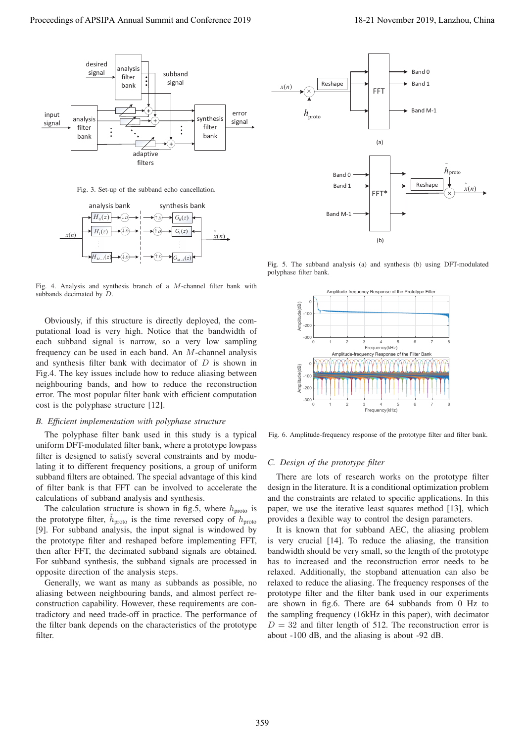Fig. 3. Set-up of the subband echo cancellation.

Fig. 4. Analysis and synthesis branch of a $M$-channel filter bank with subbands decimated by $D$.

Obviously, if this structure is directly deployed, the computational load is very high. Notice that the bandwidth of each subband signal is narrow, so a very low sampling frequency can be used in each band. An $M$-channel analysis and synthesis filter bank with decimator of $D$ is shown in Fig.4. The key issues include how to reduce aliasing between neighbouring bands, and how to reduce the reconstruction error. The most popular filter bank with efficient computation cost is the polyphase structure [12].

### *B. Efficient implementation with polyphase structure*

The polyphase filter bank used in this study is a typical uniform DFT-modulated filter bank, where a prototype lowpass filter is designed to satisfy several constraints and by modulating it to different frequency positions, a group of uniform subband filters are obtained. The special advantage of this kind of filter bank is that FFT can be involved to accelerate the calculations of subband analysis and synthesis.

The calculation structure is shown in fig.5, where $h_{\text{proto}}$ is the prototype filter, $\tilde{h}_{\text{proto}}$ is the time reversed copy of $h_{\text{proto}}$ [9]. For subband analysis, the input signal is windowed by the prototype filter and reshaped before implementing FFT, then after FFT, the decimated subband signals are obtained. For subband synthesis, the subband signals are processed in opposite direction of the analysis steps.

Generally, we want as many as subbands as possible, no aliasing between neighbouring bands, and almost perfect reconstruction capability. However, these requirements are contradictory and need trade-off in practice. The performance of the filter bank depends on the characteristics of the prototype filter.

Fig. 5. The subband analysis (a) and synthesis (b) using DFT-modulated polyphase filter bank.

Fig. 6. Amplitude-frequency response of the prototype filter and filter bank.

### *C. Design of the prototype filter*

There are lots of research works on the prototype filter design in the literature. It is a conditional optimization problem and the constraints are related to specific applications. In this paper, we use the iterative least squares method [13], which provides a flexible way to control the design parameters.

It is known that for subband AEC, the aliasing problem is very crucial [14]. To reduce the aliasing, the transition bandwidth should be very small, so the length of the prototype has to increased and the reconstruction error needs to be relaxed. Additionally, the stopband attenuation can also be relaxed to reduce the aliasing. The frequency responses of the prototype filter and the filter bank used in our experiments are shown in fig.6. There are 64 subbands from 0 Hz to the sampling frequency (16kHz in this paper), with decimator $D = 32$ and filter length of 512. The reconstruction error is about -100 dB, and the aliasing is about -92 dB.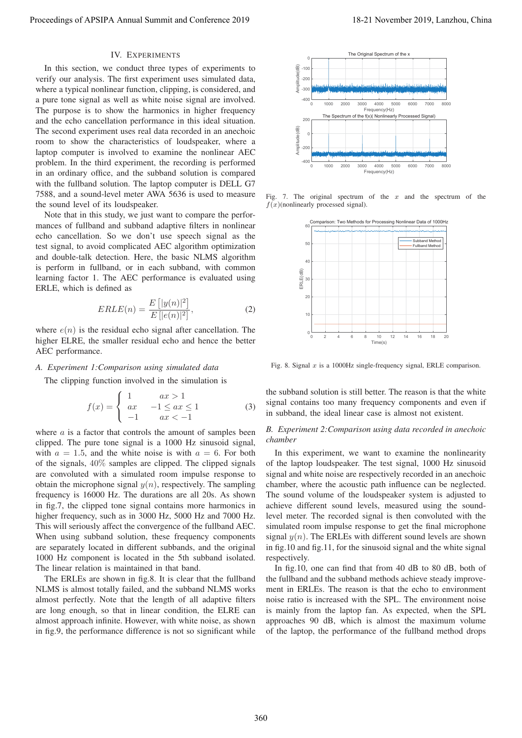## IV. Experiments

In this section, we conduct three types of experiments to verify our analysis. The first experiment uses simulated data, where a typical nonlinear function, clipping, is considered, and a pure tone signal as well as white noise signal are involved. The purpose is to show the harmonics in higher frequency and the echo cancellation performance in this ideal situation. The second experiment uses real data recorded in an anechoic room to show the characteristics of loudspeaker, where a laptop computer is involved to examine the nonlinear AEC problem. In the third experiment, the recording is performed in an ordinary office, and the subband solution is compared with the fullband solution. The laptop computer is DELL G7 7588, and a sound-level meter AWA 5636 is used to measure the sound level of its loudspeaker.

Note that in this study, we just want to compare the performances of fullband and subband adaptive filters in nonlinear echo cancellation. So we don't use speech signal as the test signal, to avoid complicated AEC algorithm optimization and double-talk detection. Here, the basic NLMS algorithm is perform in fullband, or in each subband, with common learning factor 1. The AEC performance is evaluated using ERLE, which is defined as

$$ERLE(n) = \frac{E\left[|y(n)|^2\right]}{E\left[|e(n)|^2\right]}, \tag{2}$$

where $e(n)$ is the residual echo signal after cancellation. The higher ELRE, the smaller residual echo and hence the better AEC performance.

### A. Experiment 1:Comparison using simulated data

The clipping function involved in the simulation is

$$f(x) = \begin{cases} 1 & ax > 1 \\ ax & -1 \le ax \le 1 \\ -1 & ax < -1 \end{cases} \tag{3}$$

where $a$ is a factor that controls the amount of samples been clipped. The pure tone signal is a 1000 Hz sinusoid signal, with $a = 1.5$, and the white noise is with $a = 6$. For both of the signals, $40\%$ samples are clipped. The clipped signals are convoluted with a simulated room impulse response to obtain the microphone signal $y(n)$, respectively. The sampling frequency is 16000 Hz. The durations are all 20s. As shown in fig.7, the clipped tone signal contains more harmonics in higher frequency, such as in 3000 Hz, 5000 Hz and 7000 Hz. This will seriously affect the convergence of the fullband AEC. When using subband solution, these frequency components are separately located in different subbands, and the original 1000 Hz component is located in the 5th subband isolated. The linear relation is maintained in that band.

The ERLEs are shown in fig.8. It is clear that the fullband NLMS is almost totally failed, and the subband NLMS works almost perfectly. Note that the length of all adaptive filters are long enough, so that in linear condition, the ELRE can almost approach infinite. However, with white noise, as shown in fig.9, the performance difference is not so significant while

Fig. 7. The original spectrum of the $x$ and the spectrum of the $f(x)$(nonlinearly processed signal).

Fig. 8. Signal $x$ is a 1000Hz single-frequency signal, ERLE comparison.

the subband solution is still better. The reason is that the white signal contains too many frequency components and even if in subband, the ideal linear case is almost not existent.

### B. Experiment 2:Comparison using data recorded in anechoic chamber

In this experiment, we want to examine the nonlinearity of the laptop loudspeaker. The test signal, 1000 Hz sinusoid signal and white noise are respectively recorded in an anechoic chamber, where the acoustic path influence can be neglected. The sound volume of the loudspeaker system is adjusted to achieve different sound levels, measured using the sound-level meter. The recorded signal is then convoluted with the simulated room impulse response to get the final microphone signal $y(n)$. The ERLEs with different sound levels are shown in fig.10 and fig.11, for the sinusoid signal and the white signal respectively.

In fig.10, one can find that from 40 dB to 80 dB, both of the fullband and the subband methods achieve steady improvement in ERLEs. The reason is that the echo to environment noise ratio is increased with the SPL. The environment noise is mainly from the laptop fan. As expected, when the SPL approaches 90 dB, which is almost the maximum volume of the laptop, the performance of the fullband method drops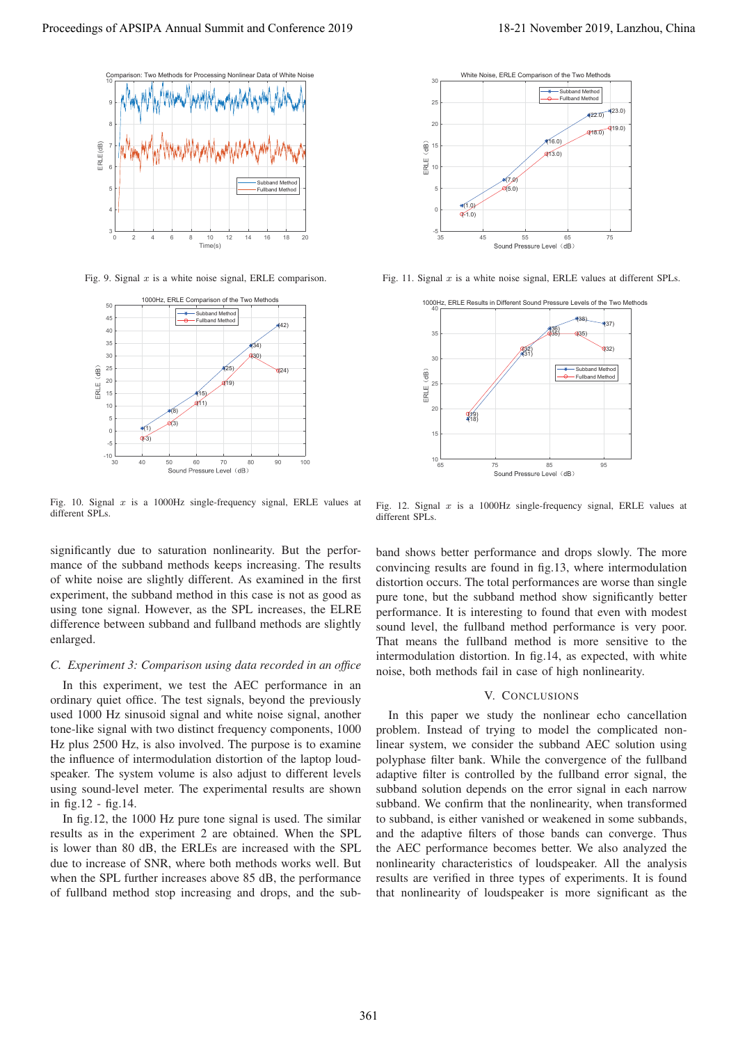Fig. 9. Signal $x$ is a white noise signal, ERLE comparison.

Fig. 10. Signal $x$ is a 1000Hz single-frequency signal, ERLE values at different SPLs.

Fig. 11. Signal $x$ is a white noise signal, ERLE values at different SPLs.

Fig. 12. Signal $x$ is a 1000Hz single-frequency signal, ERLE values at different SPLs.

significantly due to saturation nonlinearity. But the performance of the subband methods keeps increasing. The results of white noise are slightly different. As examined in the first experiment, the subband method in this case is not as good as using tone signal. However, as the SPL increases, the ELRE difference between subband and fullband methods are slightly enlarged.

### C. Experiment 3: Comparison using data recorded in an office

In this experiment, we test the AEC performance in an ordinary quiet office. The test signals, beyond the previously used 1000 Hz sinusoid signal and white noise signal, another tone-like signal with two distinct frequency components, 1000 Hz plus 2500 Hz, is also involved. The purpose is to examine the influence of intermodulation distortion of the laptop loudspeaker. The system volume is also adjust to different levels using sound-level meter. The experimental results are shown in fig.12 - fig.14.

In fig.12, the 1000 Hz pure tone signal is used. The similar results as in the experiment 2 are obtained. When the SPL is lower than 80 dB, the ERLEs are increased with the SPL due to increase of SNR, where both methods works well. But when the SPL further increases above 85 dB, the performance of fullband method stop increasing and drops, and the subband shows better performance and drops slowly. The more convincing results are found in fig.13, where intermodulation distortion occurs. The total performances are worse than single pure tone, but the subband method show significantly better performance. It is interesting to found that even with modest sound level, the fullband method performance is very poor. That means the fullband method is more sensitive to the intermodulation distortion. In fig.14, as expected, with white noise, both methods fail in case of high nonlinearity.

## V. Conclusions

In this paper we study the nonlinear echo cancellation problem. Instead of trying to model the complicated nonlinear system, we consider the subband AEC solution using polyphase filter bank. While the convergence of the fullband adaptive filter is controlled by the fullband error signal, the subband solution depends on the error signal in each narrow subband. We confirm that the nonlinearity, when transformed to subband, is either vanished or weakened in some subbands, and the adaptive filters of those bands can converge. Thus the AEC performance becomes better. We also analyzed the nonlinearity characteristics of loudspeaker. All the analysis results are verified in three types of experiments. It is found that nonlinearity of loudspeaker is more significant as the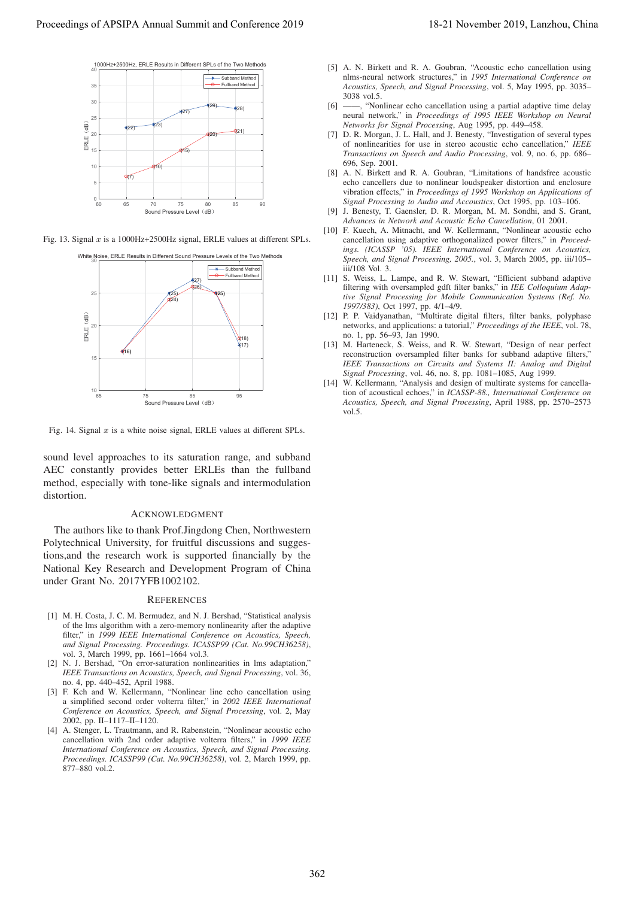1000Hz+2500Hz, ERLE Results in Different SPLs of the Two Methods

Subband Method
Fullband Method

ERLE（dB）

Sound Pressure Level（dB）

(22) (23) (27) (29) (28)
(7) (10) (15) (20) (21)

Fig. 13. Signal $x$ is a 1000Hz+2500Hz signal, ERLE values at different SPLs.

White Noise, ERLE Results in Different Sound Pressure Levels of the Two Methods

Subband Method
Fullband Method

ERLE（dB）

Sound Pressure Level（dB）

(16) (25) (24) (27) (26) (25) (18) (17)

Fig. 14. Signal $x$ is a white noise signal, ERLE values at different SPLs.

sound level approaches to its saturation range, and subband AEC constantly provides better ERLEs than the fullband method, especially with tone-like signals and intermodulation distortion.

## Acknowledgment

The authors like to thank Prof.Jingdong Chen, Northwestern Polytechnical University, for fruitful discussions and suggestions,and the research work is supported financially by the National Key Research and Development Program of China under Grant No. 2017YFB1002102.

## References

[1] M. H. Costa, J. C. M. Bermudez, and N. J. Bershad, "Statistical analysis of the lms algorithm with a zero-memory nonlinearity after the adaptive filter," in *1999 IEEE International Conference on Acoustics, Speech, and Signal Processing. Proceedings. ICASSP99 (Cat. No.99CH36258)*, vol. 3, March 1999, pp. 1661–1664 vol.3.

[2] N. J. Bershad, "On error-saturation nonlinearities in lms adaptation," *IEEE Transactions on Acoustics, Speech, and Signal Processing*, vol. 36, no. 4, pp. 440–452, April 1988.

[3] F. Kch and W. Kellermann, "Nonlinear line echo cancellation using a simplified second order volterra filter," in *2002 IEEE International Conference on Acoustics, Speech, and Signal Processing*, vol. 2, May 2002, pp. II–1117–II–1120.

[4] A. Stenger, L. Trautmann, and R. Rabenstein, "Nonlinear acoustic echo cancellation with 2nd order adaptive volterra filters," in *1999 IEEE International Conference on Acoustics, Speech, and Signal Processing. Proceedings. ICASSP99 (Cat. No.99CH36258)*, vol. 2, March 1999, pp. 877–880 vol.2.

[5] A. N. Birkett and R. A. Goubran, "Acoustic echo cancellation using nlms-neural network structures," in *1995 International Conference on Acoustics, Speech, and Signal Processing*, vol. 5, May 1995, pp. 3035–3038 vol.5.

[6] ——, "Nonlinear echo cancellation using a partial adaptive time delay neural network," in *Proceedings of 1995 IEEE Workshop on Neural Networks for Signal Processing*, Aug 1995, pp. 449–458.

[7] D. R. Morgan, J. L. Hall, and J. Benesty, "Investigation of several types of nonlinearities for use in stereo acoustic echo cancellation," *IEEE Transactions on Speech and Audio Processing*, vol. 9, no. 6, pp. 686–696, Sep. 2001.

[8] A. N. Birkett and R. A. Goubran, "Limitations of handsfree acoustic echo cancellers due to nonlinear loudspeaker distortion and enclosure vibration effects," in *Proceedings of 1995 Workshop on Applications of Signal Processing to Audio and Accoustics*, Oct 1995, pp. 103–106.

[9] J. Benesty, T. Gaensler, D. R. Morgan, M. M. Sondhi, and S. Grant, *Advances in Network and Acoustic Echo Cancellation*, 01 2001.

[10] F. Kuech, A. Mitnacht, and W. Kellermann, "Nonlinear acoustic echo cancellation using adaptive orthogonalized power filters," in *Proceedings. (ICASSP '05). IEEE International Conference on Acoustics, Speech, and Signal Processing, 2005.*, vol. 3, March 2005, pp. iii/105–iii/108 Vol. 3.

[11] S. Weiss, L. Lampe, and R. W. Stewart, "Efficient subband adaptive filtering with oversampled gdft filter banks," in *IEE Colloquium Adaptive Signal Processing for Mobile Communication Systems (Ref. No. 1997/383)*, Oct 1997, pp. 4/1–4/9.

[12] P. P. Vaidyanathan, "Multirate digital filters, filter banks, polyphase networks, and applications: a tutorial," *Proceedings of the IEEE*, vol. 78, no. 1, pp. 56–93, Jan 1990.

[13] M. Harteneck, S. Weiss, and R. W. Stewart, "Design of near perfect reconstruction oversampled filter banks for subband adaptive filters," *IEEE Transactions on Circuits and Systems II: Analog and Digital Signal Processing*, vol. 46, no. 8, pp. 1081–1085, Aug 1999.

[14] W. Kellermann, "Analysis and design of multirate systems for cancellation of acoustical echoes," in *ICASSP-88., International Conference on Acoustics, Speech, and Signal Processing*, April 1988, pp. 2570–2573 vol.5.